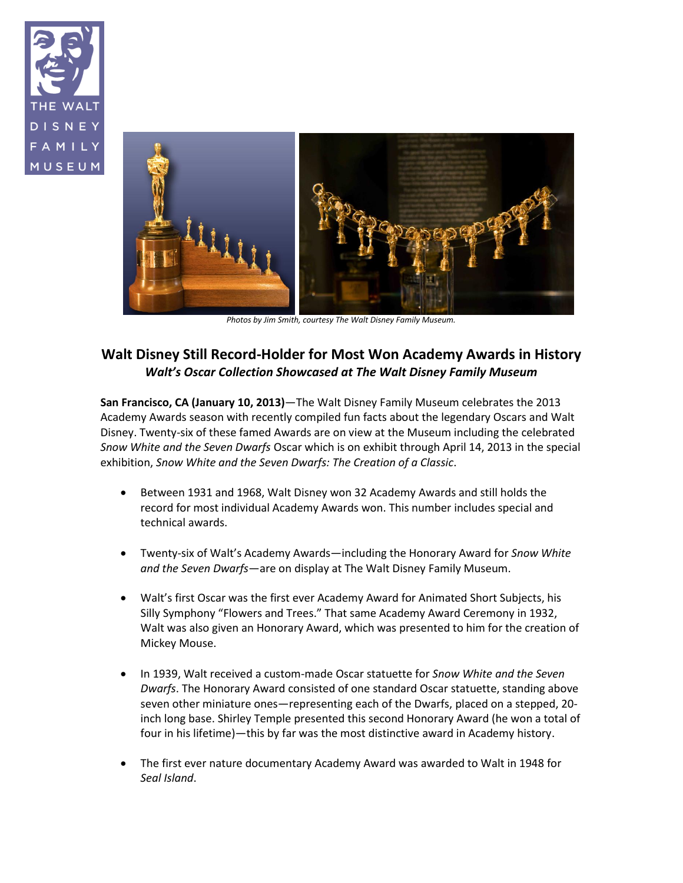Photos by Jim Smith, courtesy The Walt Disney Family Museum.

## Walt Disney Still Record-Holder for Most Won Academy Awards in History

### *Walt's Oscar Collection Showcased at The Walt Disney Family Museum*

**San Francisco, CA (January 10, 2013)**—The Walt Disney Family Museum celebrates the 2013 Academy Awards season with recently compiled fun facts about the legendary Oscars and Walt Disney. Twenty-six of these famed Awards are on view at the Museum including the celebrated *Snow White and the Seven Dwarfs* Oscar which is on exhibit through April 14, 2013 in the special exhibition, *Snow White and the Seven Dwarfs: The Creation of a Classic*.

- Between 1931 and 1968, Walt Disney won 32 Academy Awards and still holds the record for most individual Academy Awards won. This number includes special and technical awards.

- Twenty-six of Walt's Academy Awards—including the Honorary Award for *Snow White and the Seven Dwarfs*—are on display at The Walt Disney Family Museum.

- Walt's first Oscar was the first ever Academy Award for Animated Short Subjects, his Silly Symphony "Flowers and Trees." That same Academy Award Ceremony in 1932, Walt was also given an Honorary Award, which was presented to him for the creation of Mickey Mouse.

- In 1939, Walt received a custom-made Oscar statuette for *Snow White and the Seven Dwarfs*. The Honorary Award consisted of one standard Oscar statuette, standing above seven other miniature ones—representing each of the Dwarfs, placed on a stepped, 20-inch long base. Shirley Temple presented this second Honorary Award (he won a total of four in his lifetime)—this by far was the most distinctive award in Academy history.

- The first ever nature documentary Academy Award was awarded to Walt in 1948 for *Seal Island*.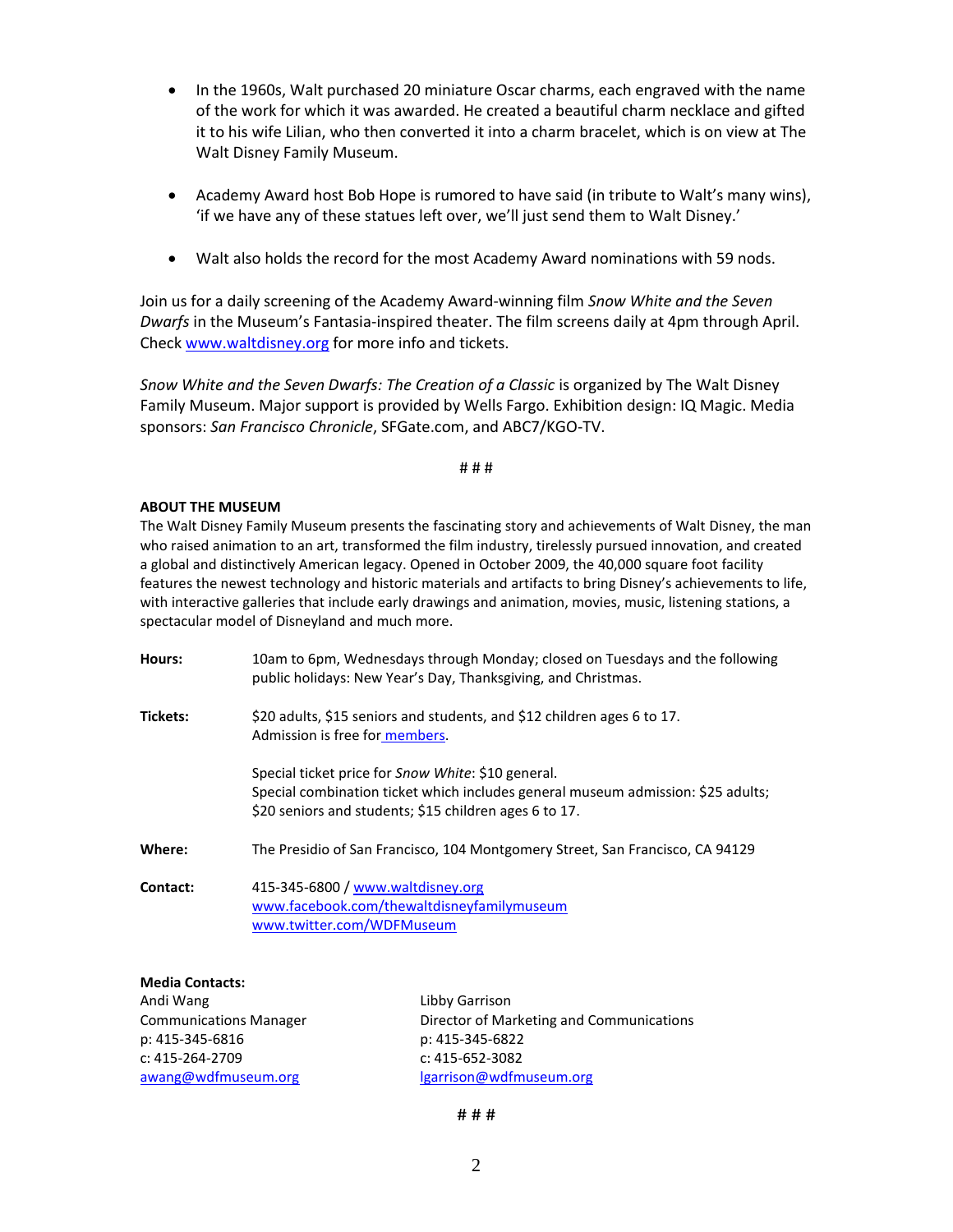- In the 1960s, Walt purchased 20 miniature Oscar charms, each engraved with the name of the work for which it was awarded. He created a beautiful charm necklace and gifted it to his wife Lilian, who then converted it into a charm bracelet, which is on view at The Walt Disney Family Museum.

- Academy Award host Bob Hope is rumored to have said (in tribute to Walt's many wins), 'if we have any of these statues left over, we'll just send them to Walt Disney.'

- Walt also holds the record for the most Academy Award nominations with 59 nods.

Join us for a daily screening of the Academy Award-winning film *Snow White and the Seven Dwarfs* in the Museum's Fantasia-inspired theater. The film screens daily at 4pm through April. Check [www.waltdisney.org](http://www.waltdisney.org) for more info and tickets.

*Snow White and the Seven Dwarfs: The Creation of a Classic* is organized by The Walt Disney Family Museum. Major support is provided by Wells Fargo. Exhibition design: IQ Magic. Media sponsors: *San Francisco Chronicle*, SFGate.com, and ABC7/KGO-TV.

# # #

**ABOUT THE MUSEUM**

The Walt Disney Family Museum presents the fascinating story and achievements of Walt Disney, the man who raised animation to an art, transformed the film industry, tirelessly pursued innovation, and created a global and distinctively American legacy. Opened in October 2009, the 40,000 square foot facility features the newest technology and historic materials and artifacts to bring Disney's achievements to life, with interactive galleries that include early drawings and animation, movies, music, listening stations, a spectacular model of Disneyland and much more.

**Hours:** 10am to 6pm, Wednesdays through Monday; closed on Tuesdays and the following public holidays: New Year's Day, Thanksgiving, and Christmas.

**Tickets:** $20 adults, $15 seniors and students, and $12 children ages 6 to 17. Admission is free for [members](#).

Special ticket price for *Snow White*: $10 general.
Special combination ticket which includes general museum admission: $25 adults; $20 seniors and students; $15 children ages 6 to 17.

**Where:** The Presidio of San Francisco, 104 Montgomery Street, San Francisco, CA 94129

**Contact:** 415-345-6800 / [www.waltdisney.org](http://www.waltdisney.org)
[www.facebook.com/thewaltdisneyfamilymuseum](http://www.facebook.com/thewaltdisneyfamilymuseum)
[www.twitter.com/WDFMuseum](http://www.twitter.com/WDFMuseum)

**Media Contacts:**

Andi Wang
Communications Manager
p: 415-345-6816
c: 415-264-2709
[awang@wdfmuseum.org](mailto:awang@wdfmuseum.org)

Libby Garrison
Director of Marketing and Communications
p: 415-345-6822
c: 415-652-3082
[lgarrison@wdfmuseum.org](mailto:lgarrison@wdfmuseum.org)

# # #